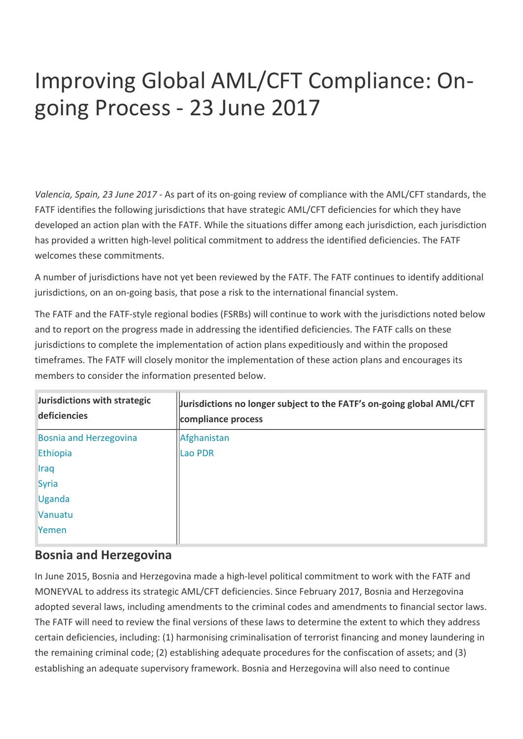# Improving Global AML/CFT Compliance: On-going Process - 23 June 2017

*Valencia, Spain, 23 June 2017* - As part of its on-going review of compliance with the AML/CFT standards, the FATF identifies the following jurisdictions that have strategic AML/CFT deficiencies for which they have developed an action plan with the FATF. While the situations differ among each jurisdiction, each jurisdiction has provided a written high-level political commitment to address the identified deficiencies. The FATF welcomes these commitments.

A number of jurisdictions have not yet been reviewed by the FATF. The FATF continues to identify additional jurisdictions, on an on-going basis, that pose a risk to the international financial system.

The FATF and the FATF-style regional bodies (FSRBs) will continue to work with the jurisdictions noted below and to report on the progress made in addressing the identified deficiencies. The FATF calls on these jurisdictions to complete the implementation of action plans expeditiously and within the proposed timeframes. The FATF will closely monitor the implementation of these action plans and encourages its members to consider the information presented below.

| Jurisdictions with strategic deficiencies | Jurisdictions no longer subject to the FATF's on-going global AML/CFT compliance process |
|---|---|
| Bosnia and Herzegovina | Afghanistan |
| Ethiopia | Lao PDR |
| Iraq | |
| Syria | |
| Uganda | |
| Vanuatu | |
| Yemen | |

## Bosnia and Herzegovina

In June 2015, Bosnia and Herzegovina made a high-level political commitment to work with the FATF and MONEYVAL to address its strategic AML/CFT deficiencies. Since February 2017, Bosnia and Herzegovina adopted several laws, including amendments to the criminal codes and amendments to financial sector laws. The FATF will need to review the final versions of these laws to determine the extent to which they address certain deficiencies, including: (1) harmonising criminalisation of terrorist financing and money laundering in the remaining criminal code; (2) establishing adequate procedures for the confiscation of assets; and (3) establishing an adequate supervisory framework. Bosnia and Herzegovina will also need to continue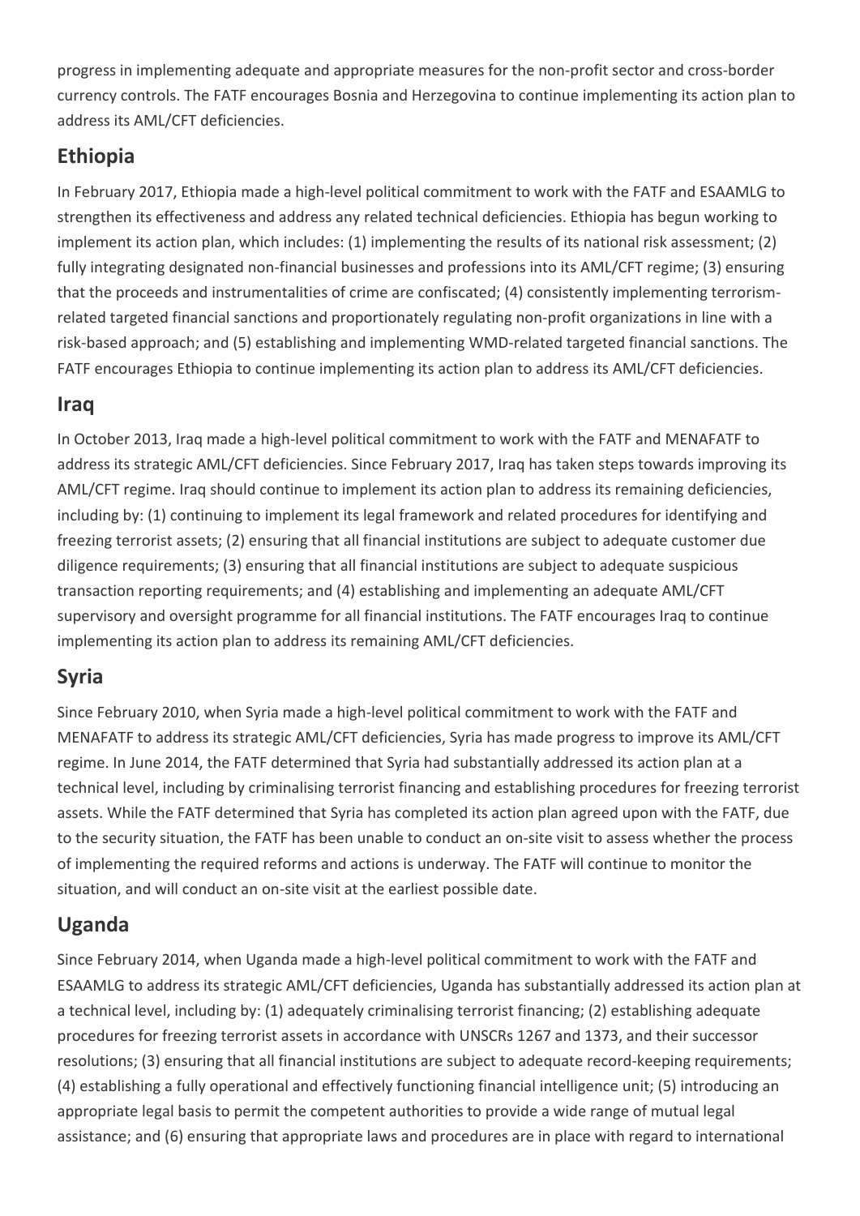progress in implementing adequate and appropriate measures for the non-profit sector and cross-border currency controls. The FATF encourages Bosnia and Herzegovina to continue implementing its action plan to address its AML/CFT deficiencies.

## Ethiopia

In February 2017, Ethiopia made a high-level political commitment to work with the FATF and ESAAMLG to strengthen its effectiveness and address any related technical deficiencies. Ethiopia has begun working to implement its action plan, which includes: (1) implementing the results of its national risk assessment; (2) fully integrating designated non-financial businesses and professions into its AML/CFT regime; (3) ensuring that the proceeds and instrumentalities of crime are confiscated; (4) consistently implementing terrorism-related targeted financial sanctions and proportionately regulating non-profit organizations in line with a risk-based approach; and (5) establishing and implementing WMD-related targeted financial sanctions. The FATF encourages Ethiopia to continue implementing its action plan to address its AML/CFT deficiencies.

## Iraq

In October 2013, Iraq made a high-level political commitment to work with the FATF and MENAFATF to address its strategic AML/CFT deficiencies. Since February 2017, Iraq has taken steps towards improving its AML/CFT regime. Iraq should continue to implement its action plan to address its remaining deficiencies, including by: (1) continuing to implement its legal framework and related procedures for identifying and freezing terrorist assets; (2) ensuring that all financial institutions are subject to adequate customer due diligence requirements; (3) ensuring that all financial institutions are subject to adequate suspicious transaction reporting requirements; and (4) establishing and implementing an adequate AML/CFT supervisory and oversight programme for all financial institutions. The FATF encourages Iraq to continue implementing its action plan to address its remaining AML/CFT deficiencies.

## Syria

Since February 2010, when Syria made a high-level political commitment to work with the FATF and MENAFATF to address its strategic AML/CFT deficiencies, Syria has made progress to improve its AML/CFT regime. In June 2014, the FATF determined that Syria had substantially addressed its action plan at a technical level, including by criminalising terrorist financing and establishing procedures for freezing terrorist assets. While the FATF determined that Syria has completed its action plan agreed upon with the FATF, due to the security situation, the FATF has been unable to conduct an on-site visit to assess whether the process of implementing the required reforms and actions is underway. The FATF will continue to monitor the situation, and will conduct an on-site visit at the earliest possible date.

## Uganda

Since February 2014, when Uganda made a high-level political commitment to work with the FATF and ESAAMLG to address its strategic AML/CFT deficiencies, Uganda has substantially addressed its action plan at a technical level, including by: (1) adequately criminalising terrorist financing; (2) establishing adequate procedures for freezing terrorist assets in accordance with UNSCRs 1267 and 1373, and their successor resolutions; (3) ensuring that all financial institutions are subject to adequate record-keeping requirements; (4) establishing a fully operational and effectively functioning financial intelligence unit; (5) introducing an appropriate legal basis to permit the competent authorities to provide a wide range of mutual legal assistance; and (6) ensuring that appropriate laws and procedures are in place with regard to international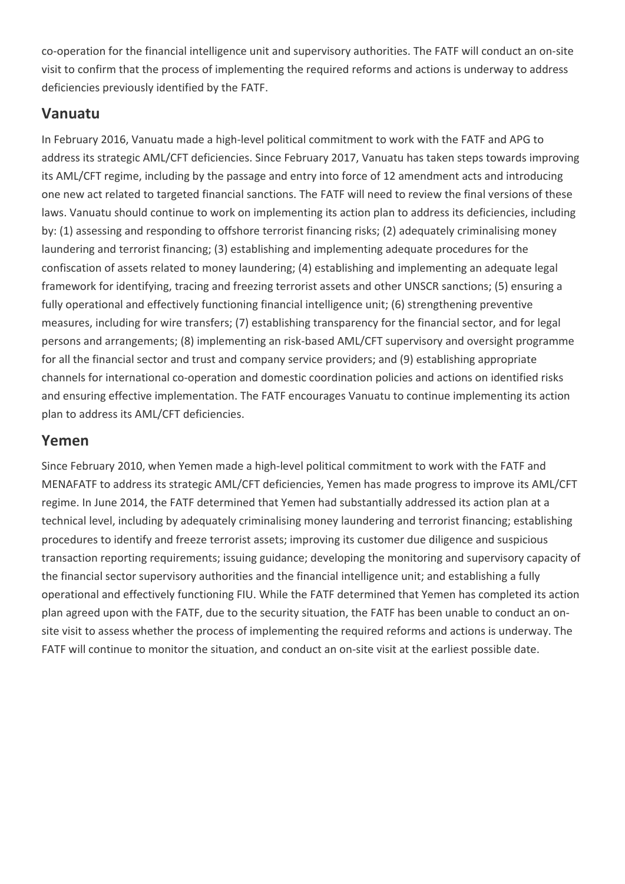co-operation for the financial intelligence unit and supervisory authorities. The FATF will conduct an on-site visit to confirm that the process of implementing the required reforms and actions is underway to address deficiencies previously identified by the FATF.

## Vanuatu

In February 2016, Vanuatu made a high-level political commitment to work with the FATF and APG to address its strategic AML/CFT deficiencies. Since February 2017, Vanuatu has taken steps towards improving its AML/CFT regime, including by the passage and entry into force of 12 amendment acts and introducing one new act related to targeted financial sanctions. The FATF will need to review the final versions of these laws. Vanuatu should continue to work on implementing its action plan to address its deficiencies, including by: (1) assessing and responding to offshore terrorist financing risks; (2) adequately criminalising money laundering and terrorist financing; (3) establishing and implementing adequate procedures for the confiscation of assets related to money laundering; (4) establishing and implementing an adequate legal framework for identifying, tracing and freezing terrorist assets and other UNSCR sanctions; (5) ensuring a fully operational and effectively functioning financial intelligence unit; (6) strengthening preventive measures, including for wire transfers; (7) establishing transparency for the financial sector, and for legal persons and arrangements; (8) implementing an risk-based AML/CFT supervisory and oversight programme for all the financial sector and trust and company service providers; and (9) establishing appropriate channels for international co-operation and domestic coordination policies and actions on identified risks and ensuring effective implementation. The FATF encourages Vanuatu to continue implementing its action plan to address its AML/CFT deficiencies.

## Yemen

Since February 2010, when Yemen made a high-level political commitment to work with the FATF and MENAFATF to address its strategic AML/CFT deficiencies, Yemen has made progress to improve its AML/CFT regime. In June 2014, the FATF determined that Yemen had substantially addressed its action plan at a technical level, including by adequately criminalising money laundering and terrorist financing; establishing procedures to identify and freeze terrorist assets; improving its customer due diligence and suspicious transaction reporting requirements; issuing guidance; developing the monitoring and supervisory capacity of the financial sector supervisory authorities and the financial intelligence unit; and establishing a fully operational and effectively functioning FIU. While the FATF determined that Yemen has completed its action plan agreed upon with the FATF, due to the security situation, the FATF has been unable to conduct an on-site visit to assess whether the process of implementing the required reforms and actions is underway. The FATF will continue to monitor the situation, and conduct an on-site visit at the earliest possible date.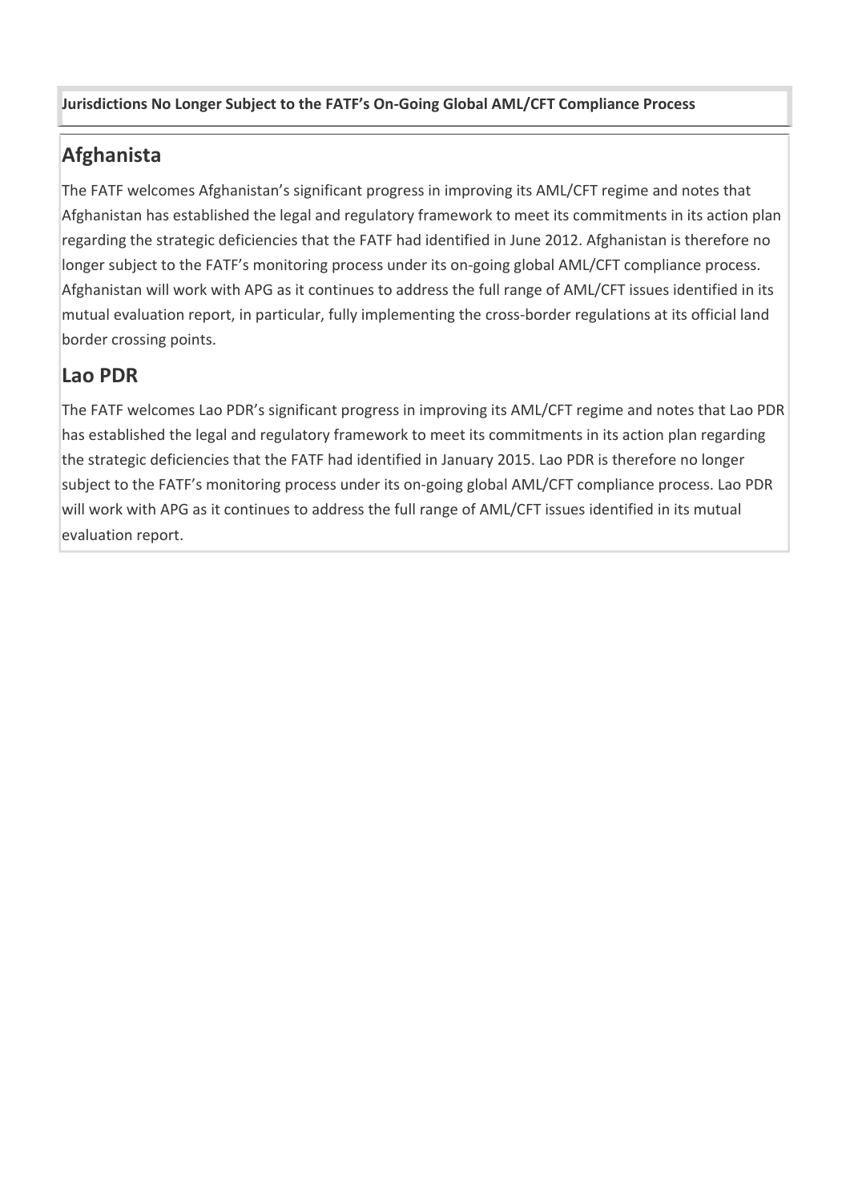**Jurisdictions No Longer Subject to the FATF's On-Going Global AML/CFT Compliance Process**

## Afghanista

The FATF welcomes Afghanistan's significant progress in improving its AML/CFT regime and notes that Afghanistan has established the legal and regulatory framework to meet its commitments in its action plan regarding the strategic deficiencies that the FATF had identified in June 2012. Afghanistan is therefore no longer subject to the FATF's monitoring process under its on-going global AML/CFT compliance process. Afghanistan will work with APG as it continues to address the full range of AML/CFT issues identified in its mutual evaluation report, in particular, fully implementing the cross-border regulations at its official land border crossing points.

## Lao PDR

The FATF welcomes Lao PDR's significant progress in improving its AML/CFT regime and notes that Lao PDR has established the legal and regulatory framework to meet its commitments in its action plan regarding the strategic deficiencies that the FATF had identified in January 2015. Lao PDR is therefore no longer subject to the FATF's monitoring process under its on-going global AML/CFT compliance process. Lao PDR will work with APG as it continues to address the full range of AML/CFT issues identified in its mutual evaluation report.